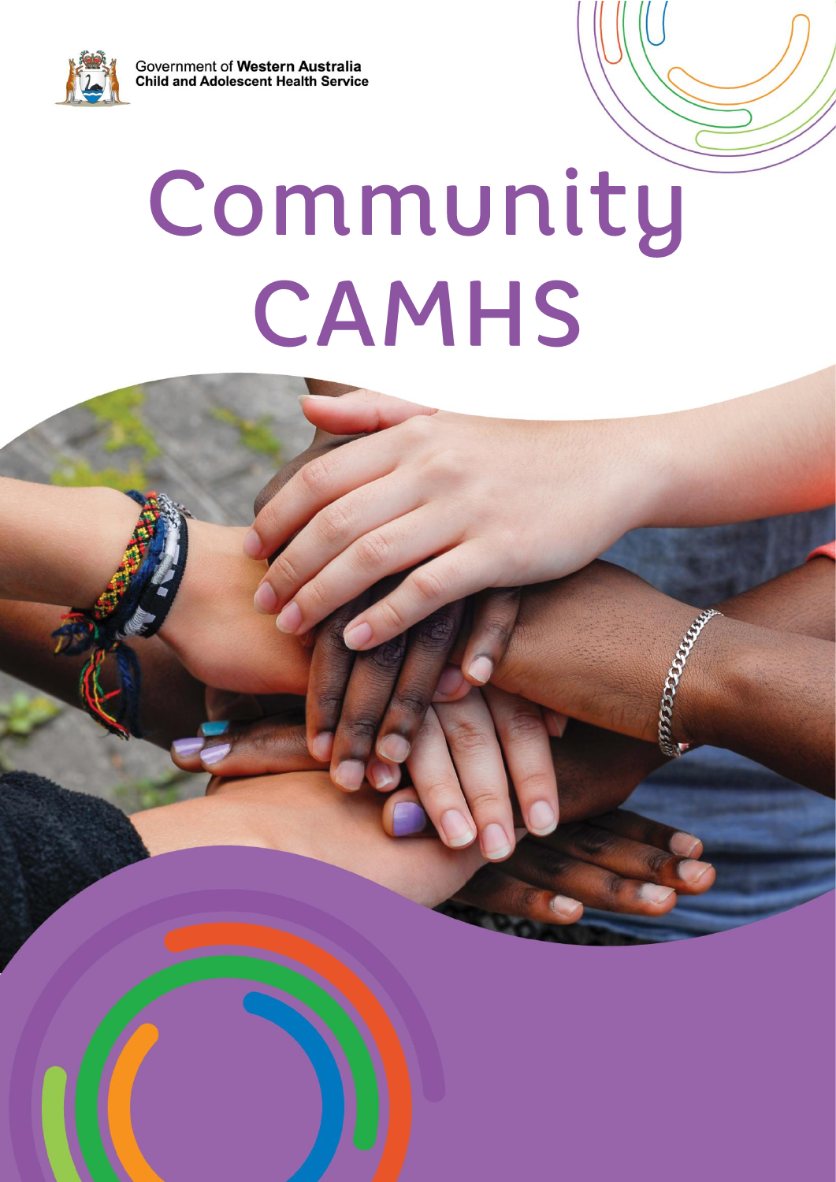Government of **Western Australia**
**Child and Adolescent Health Service**

# Community CAMHS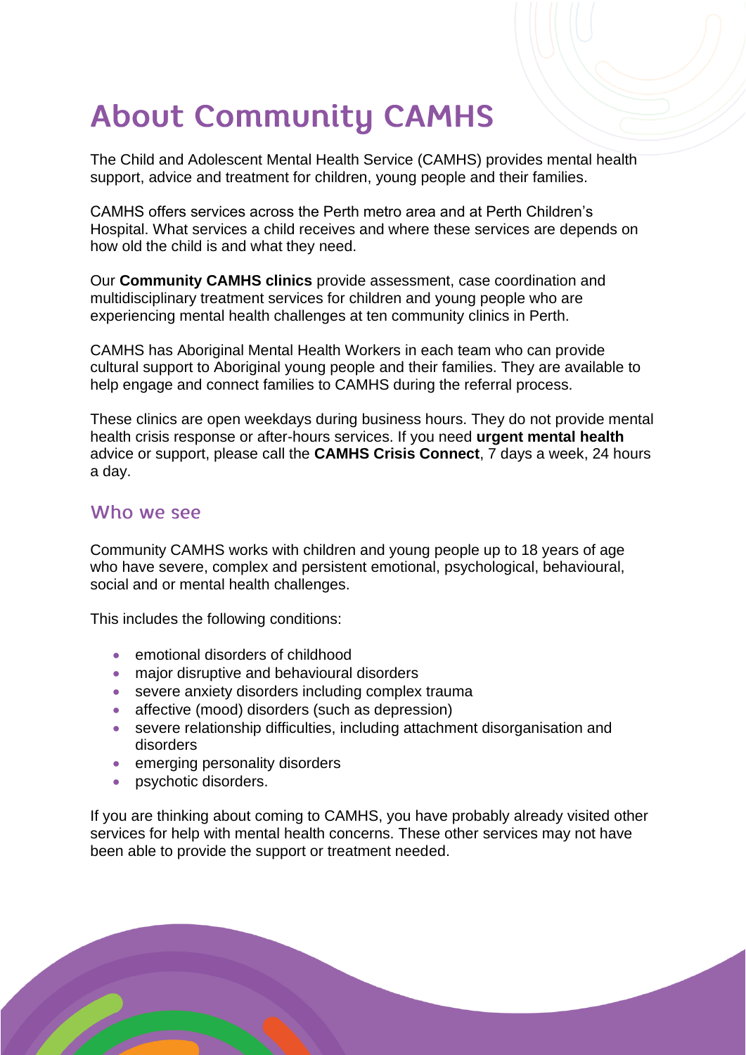# About Community CAMHS

The Child and Adolescent Mental Health Service (CAMHS) provides mental health support, advice and treatment for children, young people and their families.

CAMHS offers services across the Perth metro area and at Perth Children's Hospital. What services a child receives and where these services are depends on how old the child is and what they need.

Our **Community CAMHS clinics** provide assessment, case coordination and multidisciplinary treatment services for children and young people who are experiencing mental health challenges at ten community clinics in Perth.

CAMHS has Aboriginal Mental Health Workers in each team who can provide cultural support to Aboriginal young people and their families. They are available to help engage and connect families to CAMHS during the referral process.

These clinics are open weekdays during business hours. They do not provide mental health crisis response or after-hours services. If you need **urgent mental health** advice or support, please call the **CAMHS Crisis Connect**, 7 days a week, 24 hours a day.

## Who we see

Community CAMHS works with children and young people up to 18 years of age who have severe, complex and persistent emotional, psychological, behavioural, social and or mental health challenges.

This includes the following conditions:

- emotional disorders of childhood
- major disruptive and behavioural disorders
- severe anxiety disorders including complex trauma
- affective (mood) disorders (such as depression)
- severe relationship difficulties, including attachment disorganisation and disorders
- emerging personality disorders
- psychotic disorders.

If you are thinking about coming to CAMHS, you have probably already visited other services for help with mental health concerns. These other services may not have been able to provide the support or treatment needed.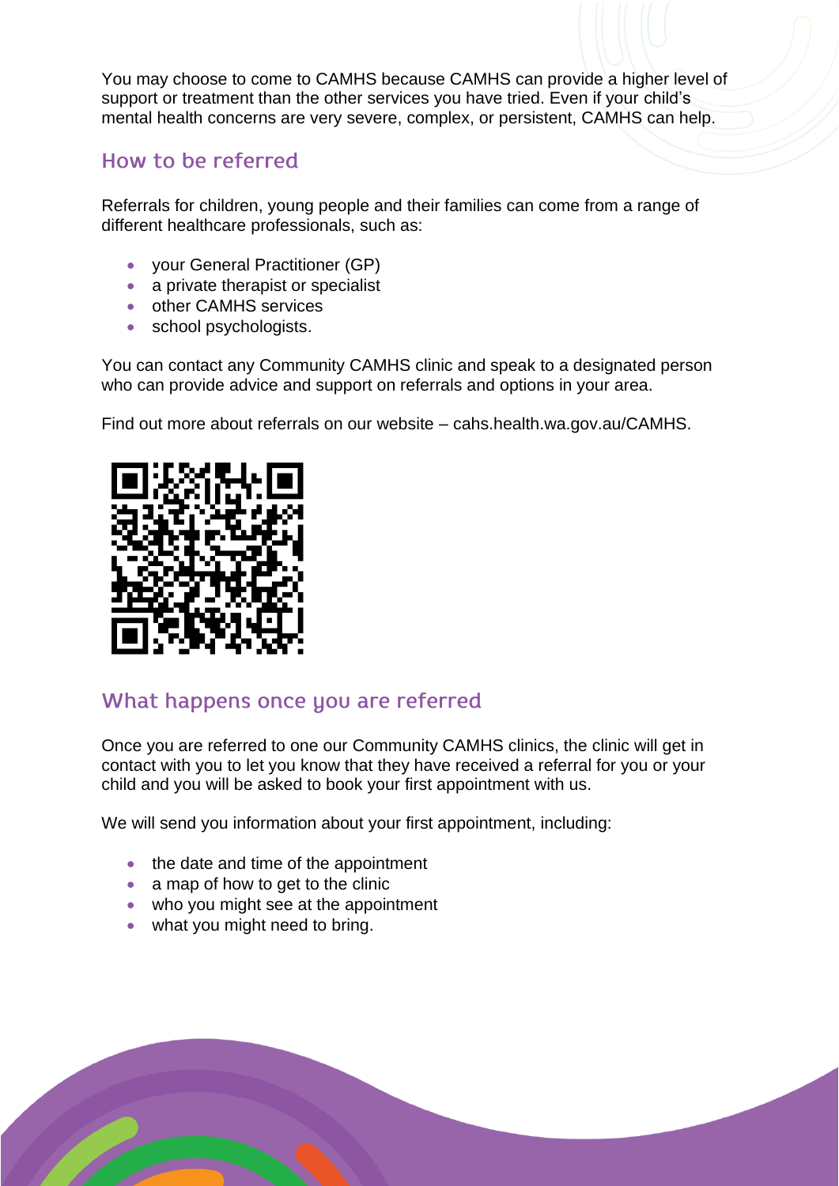You may choose to come to CAMHS because CAMHS can provide a higher level of support or treatment than the other services you have tried. Even if your child's mental health concerns are very severe, complex, or persistent, CAMHS can help.

## How to be referred

Referrals for children, young people and their families can come from a range of different healthcare professionals, such as:

- your General Practitioner (GP)
- a private therapist or specialist
- other CAMHS services
- school psychologists.

You can contact any Community CAMHS clinic and speak to a designated person who can provide advice and support on referrals and options in your area.

Find out more about referrals on our website – cahs.health.wa.gov.au/CAMHS.

## What happens once you are referred

Once you are referred to one our Community CAMHS clinics, the clinic will get in contact with you to let you know that they have received a referral for you or your child and you will be asked to book your first appointment with us.

We will send you information about your first appointment, including:

- the date and time of the appointment
- a map of how to get to the clinic
- who you might see at the appointment
- what you might need to bring.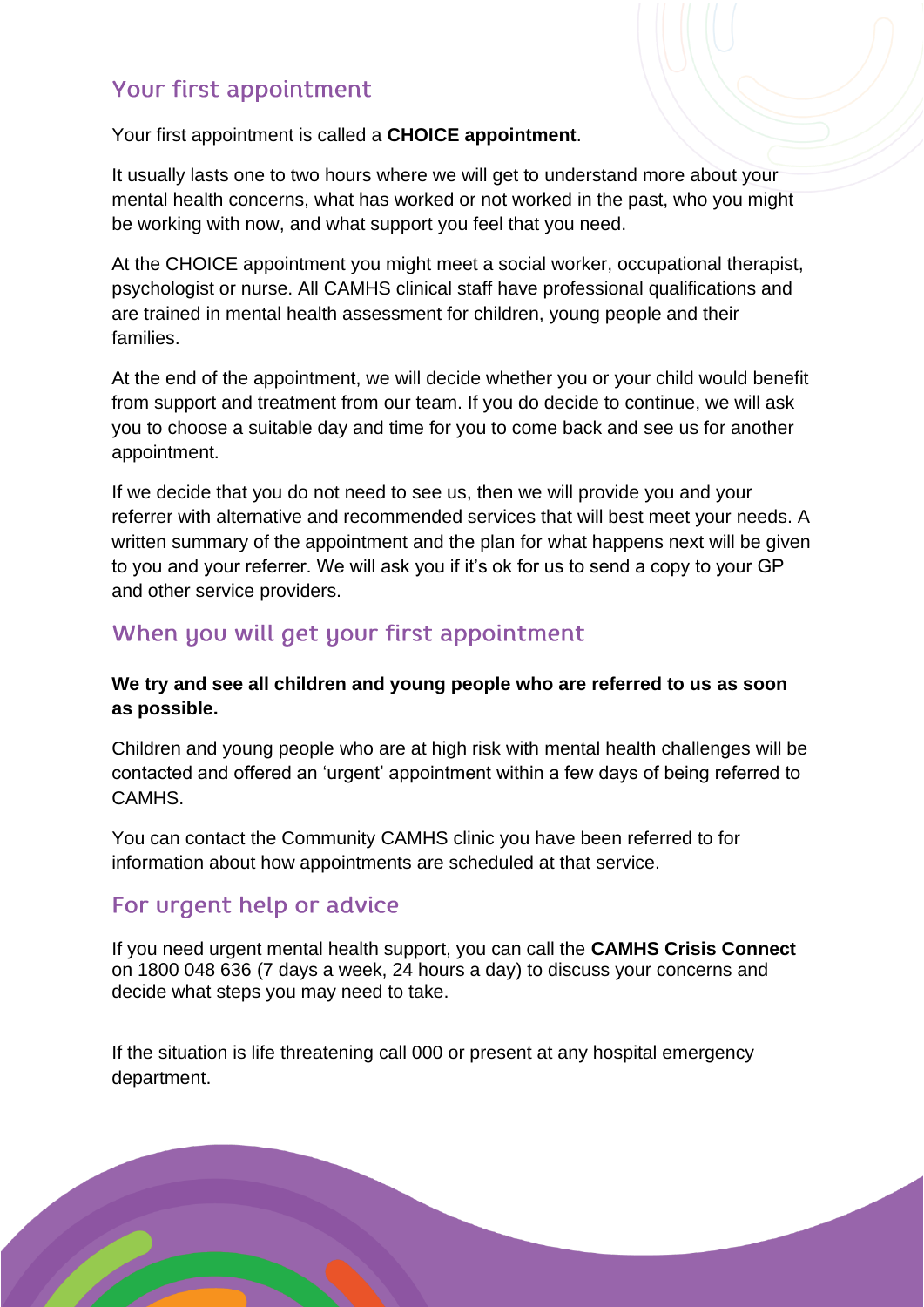## Your first appointment

Your first appointment is called a **CHOICE appointment**.

It usually lasts one to two hours where we will get to understand more about your mental health concerns, what has worked or not worked in the past, who you might be working with now, and what support you feel that you need.

At the CHOICE appointment you might meet a social worker, occupational therapist, psychologist or nurse. All CAMHS clinical staff have professional qualifications and are trained in mental health assessment for children, young people and their families.

At the end of the appointment, we will decide whether you or your child would benefit from support and treatment from our team. If you do decide to continue, we will ask you to choose a suitable day and time for you to come back and see us for another appointment.

If we decide that you do not need to see us, then we will provide you and your referrer with alternative and recommended services that will best meet your needs. A written summary of the appointment and the plan for what happens next will be given to you and your referrer. We will ask you if it's ok for us to send a copy to your GP and other service providers.

## When you will get your first appointment

**We try and see all children and young people who are referred to us as soon as possible.**

Children and young people who are at high risk with mental health challenges will be contacted and offered an 'urgent' appointment within a few days of being referred to CAMHS.

You can contact the Community CAMHS clinic you have been referred to for information about how appointments are scheduled at that service.

## For urgent help or advice

If you need urgent mental health support, you can call the **CAMHS Crisis Connect** on 1800 048 636 (7 days a week, 24 hours a day) to discuss your concerns and decide what steps you may need to take.

If the situation is life threatening call 000 or present at any hospital emergency department.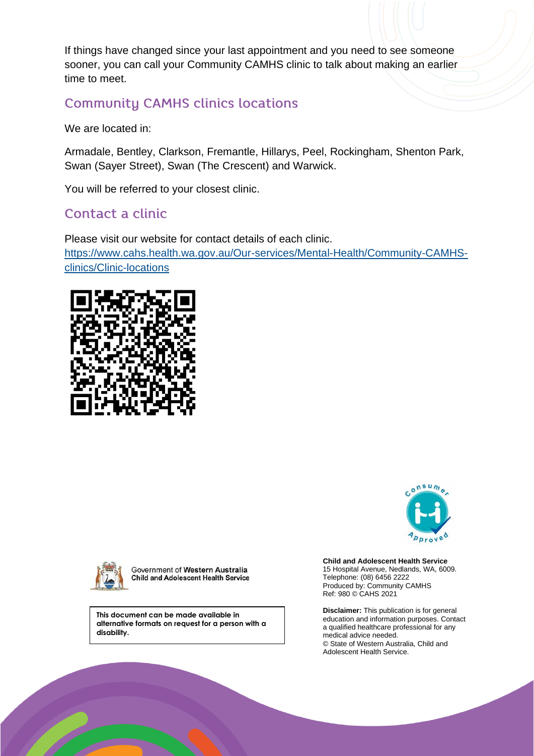If things have changed since your last appointment and you need to see someone sooner, you can call your Community CAMHS clinic to talk about making an earlier time to meet.

## Community CAMHS clinics locations

We are located in:

Armadale, Bentley, Clarkson, Fremantle, Hillarys, Peel, Rockingham, Shenton Park, Swan (Sayer Street), Swan (The Crescent) and Warwick.

You will be referred to your closest clinic.

## Contact a clinic

Please visit our website for contact details of each clinic.
https://www.cahs.health.wa.gov.au/Our-services/Mental-Health/Community-CAMHS-clinics/Clinic-locations

Government of **Western Australia**
**Child and Adolescent Health Service**

**This document can be made available in alternative formats on request for a person with a disability.**

**Child and Adolescent Health Service**
15 Hospital Avenue, Nedlands, WA, 6009.
Telephone: (08) 6456 2222
Produced by: Community CAMHS
Ref: 980 © CAHS 2021

**Disclaimer:** This publication is for general education and information purposes. Contact a qualified healthcare professional for any medical advice needed.
© State of Western Australia, Child and Adolescent Health Service.